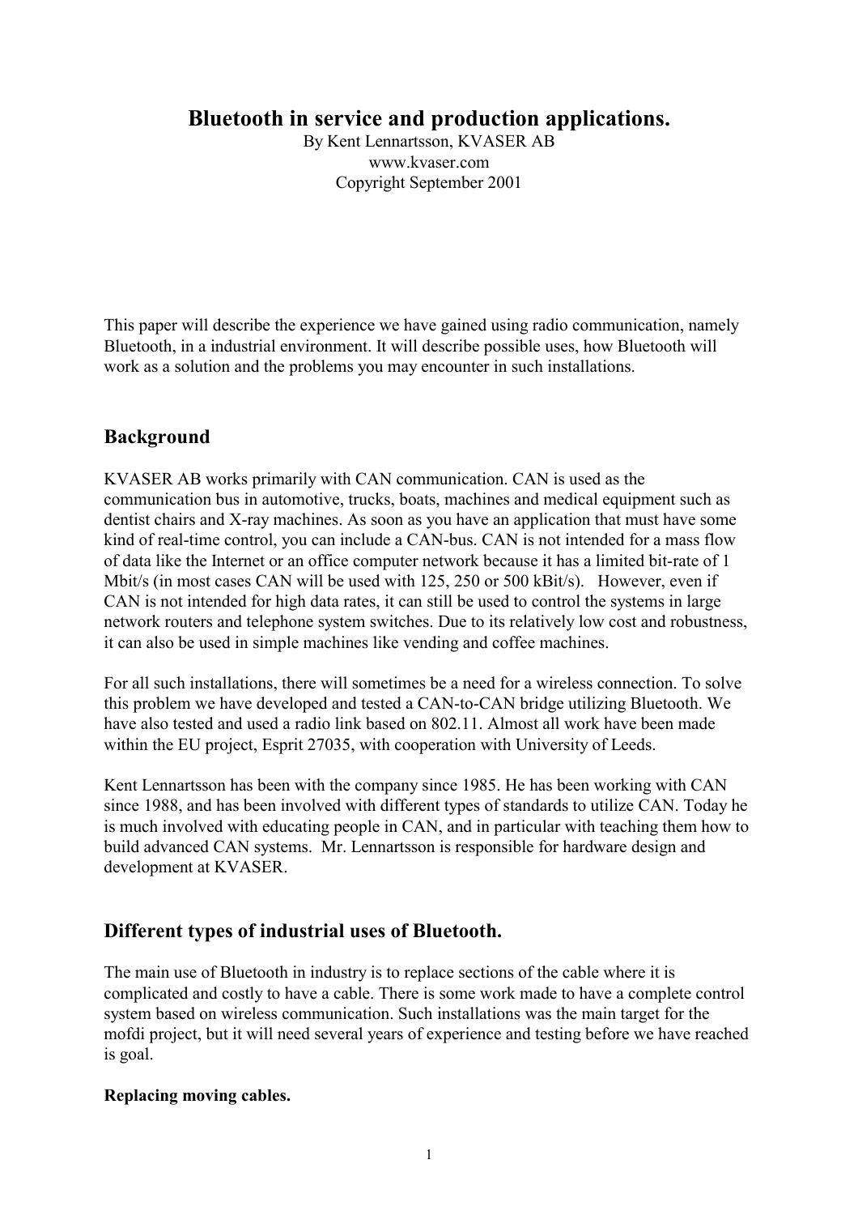# Bluetooth in service and production applications.

By Kent Lennartsson, KVASER AB
www.kvaser.com
Copyright September 2001

This paper will describe the experience we have gained using radio communication, namely Bluetooth, in a industrial environment. It will describe possible uses, how Bluetooth will work as a solution and the problems you may encounter in such installations.

## Background

KVASER AB works primarily with CAN communication. CAN is used as the communication bus in automotive, trucks, boats, machines and medical equipment such as dentist chairs and X-ray machines. As soon as you have an application that must have some kind of real-time control, you can include a CAN-bus. CAN is not intended for a mass flow of data like the Internet or an office computer network because it has a limited bit-rate of 1 Mbit/s (in most cases CAN will be used with 125, 250 or 500 kBit/s). However, even if CAN is not intended for high data rates, it can still be used to control the systems in large network routers and telephone system switches. Due to its relatively low cost and robustness, it can also be used in simple machines like vending and coffee machines.

For all such installations, there will sometimes be a need for a wireless connection. To solve this problem we have developed and tested a CAN-to-CAN bridge utilizing Bluetooth. We have also tested and used a radio link based on 802.11. Almost all work have been made within the EU project, Esprit 27035, with cooperation with University of Leeds.

Kent Lennartsson has been with the company since 1985. He has been working with CAN since 1988, and has been involved with different types of standards to utilize CAN. Today he is much involved with educating people in CAN, and in particular with teaching them how to build advanced CAN systems. Mr. Lennartsson is responsible for hardware design and development at KVASER.

## Different types of industrial uses of Bluetooth.

The main use of Bluetooth in industry is to replace sections of the cable where it is complicated and costly to have a cable. There is some work made to have a complete control system based on wireless communication. Such installations was the main target for the mofdi project, but it will need several years of experience and testing before we have reached is goal.

**Replacing moving cables.**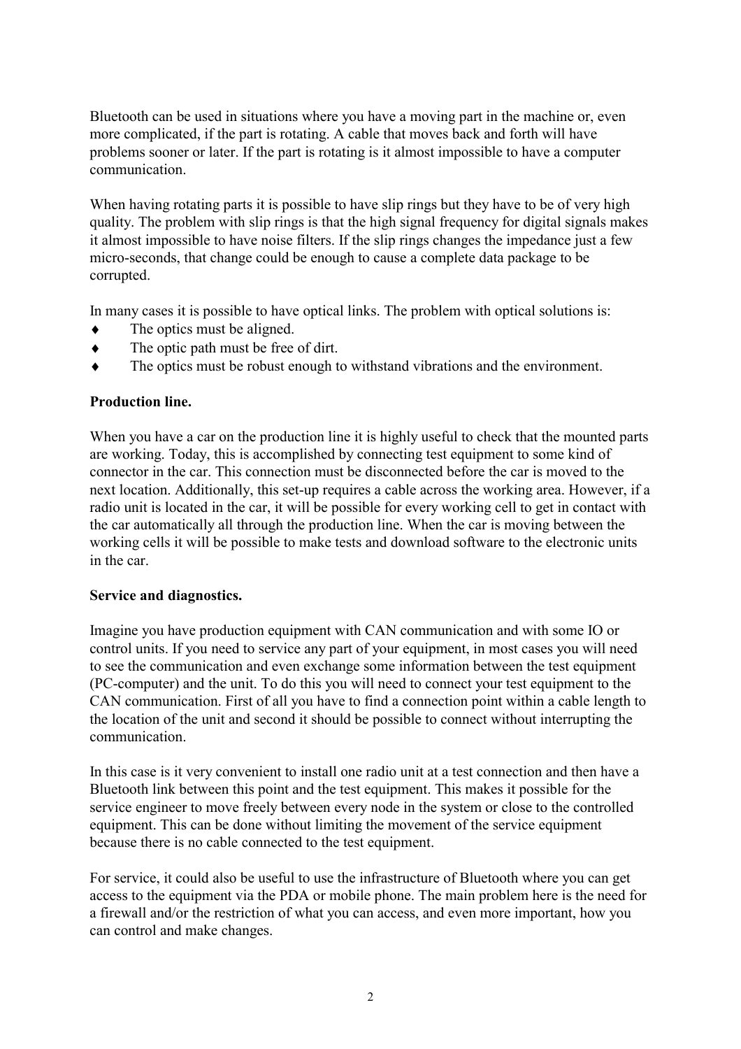Bluetooth can be used in situations where you have a moving part in the machine or, even more complicated, if the part is rotating. A cable that moves back and forth will have problems sooner or later. If the part is rotating is it almost impossible to have a computer communication.

When having rotating parts it is possible to have slip rings but they have to be of very high quality. The problem with slip rings is that the high signal frequency for digital signals makes it almost impossible to have noise filters. If the slip rings changes the impedance just a few micro-seconds, that change could be enough to cause a complete data package to be corrupted.

In many cases it is possible to have optical links. The problem with optical solutions is:

- The optics must be aligned.
- The optic path must be free of dirt.
- The optics must be robust enough to withstand vibrations and the environment.

**Production line.**

When you have a car on the production line it is highly useful to check that the mounted parts are working. Today, this is accomplished by connecting test equipment to some kind of connector in the car. This connection must be disconnected before the car is moved to the next location. Additionally, this set-up requires a cable across the working area. However, if a radio unit is located in the car, it will be possible for every working cell to get in contact with the car automatically all through the production line. When the car is moving between the working cells it will be possible to make tests and download software to the electronic units in the car.

**Service and diagnostics.**

Imagine you have production equipment with CAN communication and with some IO or control units. If you need to service any part of your equipment, in most cases you will need to see the communication and even exchange some information between the test equipment (PC-computer) and the unit. To do this you will need to connect your test equipment to the CAN communication. First of all you have to find a connection point within a cable length to the location of the unit and second it should be possible to connect without interrupting the communication.

In this case is it very convenient to install one radio unit at a test connection and then have a Bluetooth link between this point and the test equipment. This makes it possible for the service engineer to move freely between every node in the system or close to the controlled equipment. This can be done without limiting the movement of the service equipment because there is no cable connected to the test equipment.

For service, it could also be useful to use the infrastructure of Bluetooth where you can get access to the equipment via the PDA or mobile phone. The main problem here is the need for a firewall and/or the restriction of what you can access, and even more important, how you can control and make changes.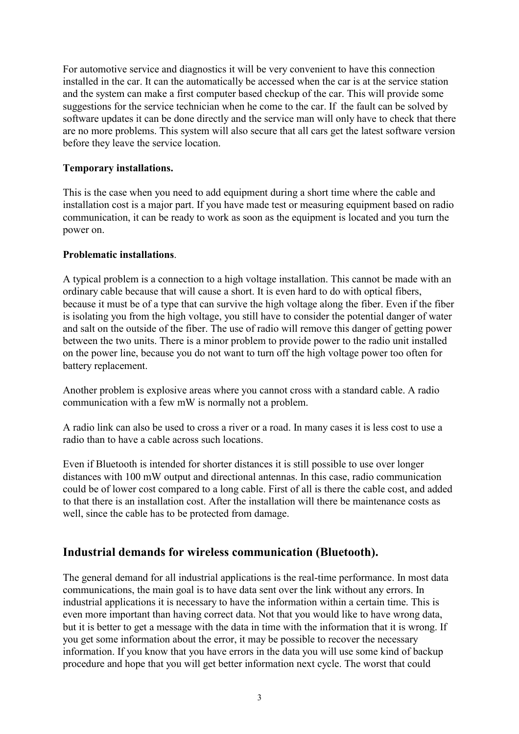For automotive service and diagnostics it will be very convenient to have this connection installed in the car. It can the automatically be accessed when the car is at the service station and the system can make a first computer based checkup of the car. This will provide some suggestions for the service technician when he come to the car. If the fault can be solved by software updates it can be done directly and the service man will only have to check that there are no more problems. This system will also secure that all cars get the latest software version before they leave the service location.

**Temporary installations.**

This is the case when you need to add equipment during a short time where the cable and installation cost is a major part. If you have made test or measuring equipment based on radio communication, it can be ready to work as soon as the equipment is located and you turn the power on.

**Problematic installations**.

A typical problem is a connection to a high voltage installation. This cannot be made with an ordinary cable because that will cause a short. It is even hard to do with optical fibers, because it must be of a type that can survive the high voltage along the fiber. Even if the fiber is isolating you from the high voltage, you still have to consider the potential danger of water and salt on the outside of the fiber. The use of radio will remove this danger of getting power between the two units. There is a minor problem to provide power to the radio unit installed on the power line, because you do not want to turn off the high voltage power too often for battery replacement.

Another problem is explosive areas where you cannot cross with a standard cable. A radio communication with a few mW is normally not a problem.

A radio link can also be used to cross a river or a road. In many cases it is less cost to use a radio than to have a cable across such locations.

Even if Bluetooth is intended for shorter distances it is still possible to use over longer distances with 100 mW output and directional antennas. In this case, radio communication could be of lower cost compared to a long cable. First of all is there the cable cost, and added to that there is an installation cost. After the installation will there be maintenance costs as well, since the cable has to be protected from damage.

## Industrial demands for wireless communication (Bluetooth).

The general demand for all industrial applications is the real-time performance. In most data communications, the main goal is to have data sent over the link without any errors. In industrial applications it is necessary to have the information within a certain time. This is even more important than having correct data. Not that you would like to have wrong data, but it is better to get a message with the data in time with the information that it is wrong. If you get some information about the error, it may be possible to recover the necessary information. If you know that you have errors in the data you will use some kind of backup procedure and hope that you will get better information next cycle. The worst that could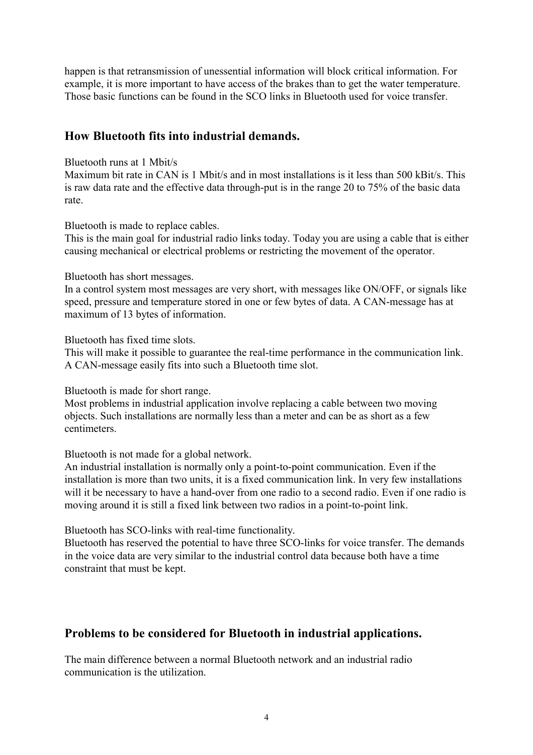happen is that retransmission of unessential information will block critical information. For example, it is more important to have access of the brakes than to get the water temperature. Those basic functions can be found in the SCO links in Bluetooth used for voice transfer.

## How Bluetooth fits into industrial demands.

Bluetooth runs at 1 Mbit/s
Maximum bit rate in CAN is 1 Mbit/s and in most installations is it less than 500 kBit/s. This is raw data rate and the effective data through-put is in the range 20 to 75% of the basic data rate.

Bluetooth is made to replace cables.
This is the main goal for industrial radio links today. Today you are using a cable that is either causing mechanical or electrical problems or restricting the movement of the operator.

Bluetooth has short messages.
In a control system most messages are very short, with messages like ON/OFF, or signals like speed, pressure and temperature stored in one or few bytes of data. A CAN-message has at maximum of 13 bytes of information.

Bluetooth has fixed time slots.
This will make it possible to guarantee the real-time performance in the communication link. A CAN-message easily fits into such a Bluetooth time slot.

Bluetooth is made for short range.
Most problems in industrial application involve replacing a cable between two moving objects. Such installations are normally less than a meter and can be as short as a few centimeters.

Bluetooth is not made for a global network.
An industrial installation is normally only a point-to-point communication. Even if the installation is more than two units, it is a fixed communication link. In very few installations will it be necessary to have a hand-over from one radio to a second radio. Even if one radio is moving around it is still a fixed link between two radios in a point-to-point link.

Bluetooth has SCO-links with real-time functionality.
Bluetooth has reserved the potential to have three SCO-links for voice transfer. The demands in the voice data are very similar to the industrial control data because both have a time constraint that must be kept.

## Problems to be considered for Bluetooth in industrial applications.

The main difference between a normal Bluetooth network and an industrial radio communication is the utilization.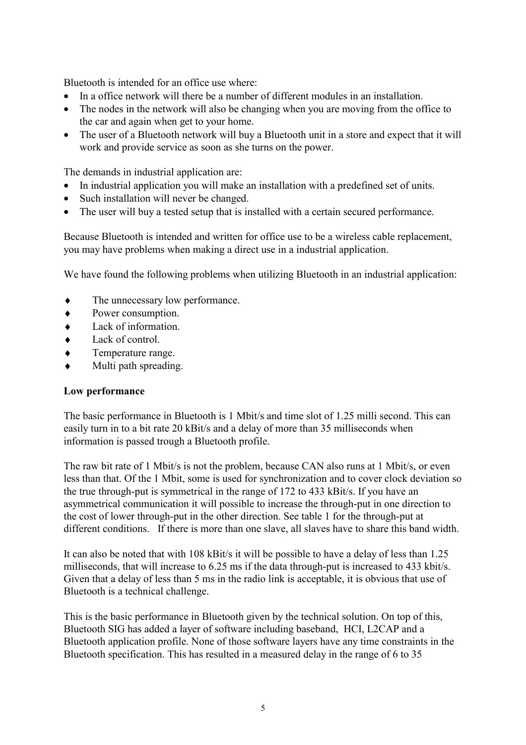Bluetooth is intended for an office use where:

- In a office network will there be a number of different modules in an installation.
- The nodes in the network will also be changing when you are moving from the office to the car and again when get to your home.
- The user of a Bluetooth network will buy a Bluetooth unit in a store and expect that it will work and provide service as soon as she turns on the power.

The demands in industrial application are:

- In industrial application you will make an installation with a predefined set of units.
- Such installation will never be changed.
- The user will buy a tested setup that is installed with a certain secured performance.

Because Bluetooth is intended and written for office use to be a wireless cable replacement, you may have problems when making a direct use in a industrial application.

We have found the following problems when utilizing Bluetooth in an industrial application:

- The unnecessary low performance.
- Power consumption.
- Lack of information.
- Lack of control.
- Temperature range.
- Multi path spreading.

**Low performance**

The basic performance in Bluetooth is 1 Mbit/s and time slot of 1.25 milli second. This can easily turn in to a bit rate 20 kBit/s and a delay of more than 35 milliseconds when information is passed trough a Bluetooth profile.

The raw bit rate of 1 Mbit/s is not the problem, because CAN also runs at 1 Mbit/s, or even less than that. Of the 1 Mbit, some is used for synchronization and to cover clock deviation so the true through-put is symmetrical in the range of 172 to 433 kBit/s. If you have an asymmetrical communication it will possible to increase the through-put in one direction to the cost of lower through-put in the other direction. See table 1 for the through-put at different conditions. If there is more than one slave, all slaves have to share this band width.

It can also be noted that with 108 kBit/s it will be possible to have a delay of less than 1.25 milliseconds, that will increase to 6.25 ms if the data through-put is increased to 433 kbit/s. Given that a delay of less than 5 ms in the radio link is acceptable, it is obvious that use of Bluetooth is a technical challenge.

This is the basic performance in Bluetooth given by the technical solution. On top of this, Bluetooth SIG has added a layer of software including baseband, HCI, L2CAP and a Bluetooth application profile. None of those software layers have any time constraints in the Bluetooth specification. This has resulted in a measured delay in the range of 6 to 35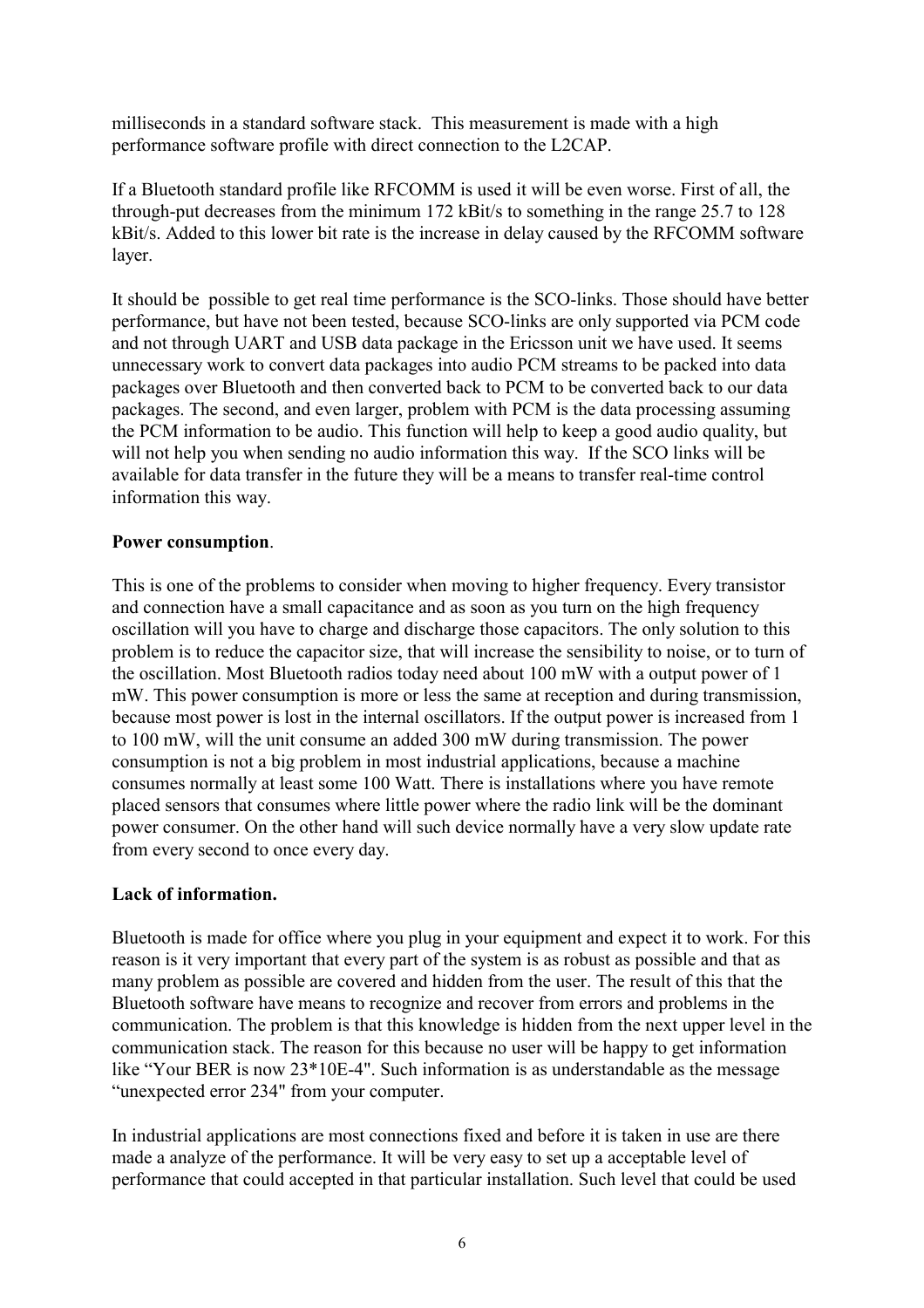milliseconds in a standard software stack.  This measurement is made with a high performance software profile with direct connection to the L2CAP.

If a Bluetooth standard profile like RFCOMM is used it will be even worse. First of all, the through-put decreases from the minimum 172 kBit/s to something in the range 25.7 to 128 kBit/s. Added to this lower bit rate is the increase in delay caused by the RFCOMM software layer.

It should be  possible to get real time performance is the SCO-links. Those should have better performance, but have not been tested, because SCO-links are only supported via PCM code and not through UART and USB data package in the Ericsson unit we have used. It seems unnecessary work to convert data packages into audio PCM streams to be packed into data packages over Bluetooth and then converted back to PCM to be converted back to our data packages. The second, and even larger, problem with PCM is the data processing assuming the PCM information to be audio. This function will help to keep a good audio quality, but will not help you when sending no audio information this way.  If the SCO links will be available for data transfer in the future they will be a means to transfer real-time control information this way.

**Power consumption**.

This is one of the problems to consider when moving to higher frequency. Every transistor and connection have a small capacitance and as soon as you turn on the high frequency oscillation will you have to charge and discharge those capacitors. The only solution to this problem is to reduce the capacitor size, that will increase the sensibility to noise, or to turn of the oscillation. Most Bluetooth radios today need about 100 mW with a output power of 1 mW. This power consumption is more or less the same at reception and during transmission, because most power is lost in the internal oscillators. If the output power is increased from 1 to 100 mW, will the unit consume an added 300 mW during transmission. The power consumption is not a big problem in most industrial applications, because a machine consumes normally at least some 100 Watt. There is installations where you have remote placed sensors that consumes where little power where the radio link will be the dominant power consumer. On the other hand will such device normally have a very slow update rate from every second to once every day.

**Lack of information.**

Bluetooth is made for office where you plug in your equipment and expect it to work. For this reason is it very important that every part of the system is as robust as possible and that as many problem as possible are covered and hidden from the user. The result of this that the Bluetooth software have means to recognize and recover from errors and problems in the communication. The problem is that this knowledge is hidden from the next upper level in the communication stack. The reason for this because no user will be happy to get information like “Your BER is now 23*10E-4". Such information is as understandable as the message “unexpected error 234" from your computer.

In industrial applications are most connections fixed and before it is taken in use are there made a analyze of the performance. It will be very easy to set up a acceptable level of performance that could accepted in that particular installation. Such level that could be used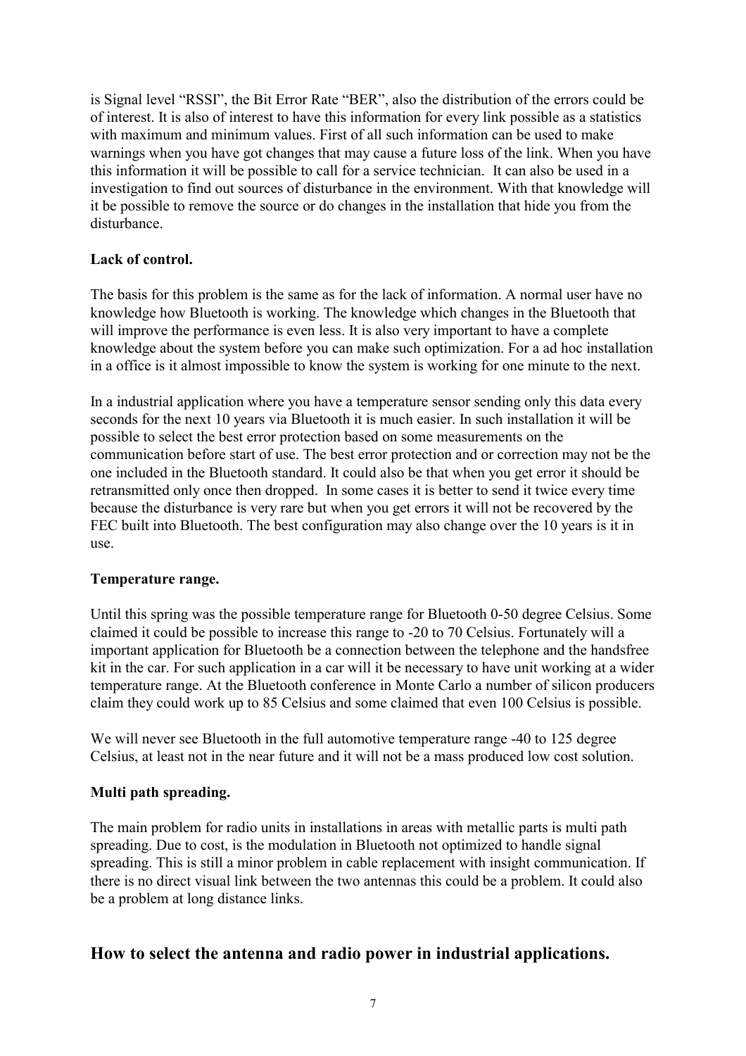is Signal level "RSSI", the Bit Error Rate "BER", also the distribution of the errors could be of interest. It is also of interest to have this information for every link possible as a statistics with maximum and minimum values. First of all such information can be used to make warnings when you have got changes that may cause a future loss of the link. When you have this information it will be possible to call for a service technician. It can also be used in a investigation to find out sources of disturbance in the environment. With that knowledge will it be possible to remove the source or do changes in the installation that hide you from the disturbance.

**Lack of control.**

The basis for this problem is the same as for the lack of information. A normal user have no knowledge how Bluetooth is working. The knowledge which changes in the Bluetooth that will improve the performance is even less. It is also very important to have a complete knowledge about the system before you can make such optimization. For a ad hoc installation in a office is it almost impossible to know the system is working for one minute to the next.

In a industrial application where you have a temperature sensor sending only this data every seconds for the next 10 years via Bluetooth it is much easier. In such installation it will be possible to select the best error protection based on some measurements on the communication before start of use. The best error protection and or correction may not be the one included in the Bluetooth standard. It could also be that when you get error it should be retransmitted only once then dropped. In some cases it is better to send it twice every time because the disturbance is very rare but when you get errors it will not be recovered by the FEC built into Bluetooth. The best configuration may also change over the 10 years is it in use.

**Temperature range.**

Until this spring was the possible temperature range for Bluetooth 0-50 degree Celsius. Some claimed it could be possible to increase this range to -20 to 70 Celsius. Fortunately will a important application for Bluetooth be a connection between the telephone and the handsfree kit in the car. For such application in a car will it be necessary to have unit working at a wider temperature range. At the Bluetooth conference in Monte Carlo a number of silicon producers claim they could work up to 85 Celsius and some claimed that even 100 Celsius is possible.

We will never see Bluetooth in the full automotive temperature range -40 to 125 degree Celsius, at least not in the near future and it will not be a mass produced low cost solution.

**Multi path spreading.**

The main problem for radio units in installations in areas with metallic parts is multi path spreading. Due to cost, is the modulation in Bluetooth not optimized to handle signal spreading. This is still a minor problem in cable replacement with insight communication. If there is no direct visual link between the two antennas this could be a problem. It could also be a problem at long distance links.

## How to select the antenna and radio power in industrial applications.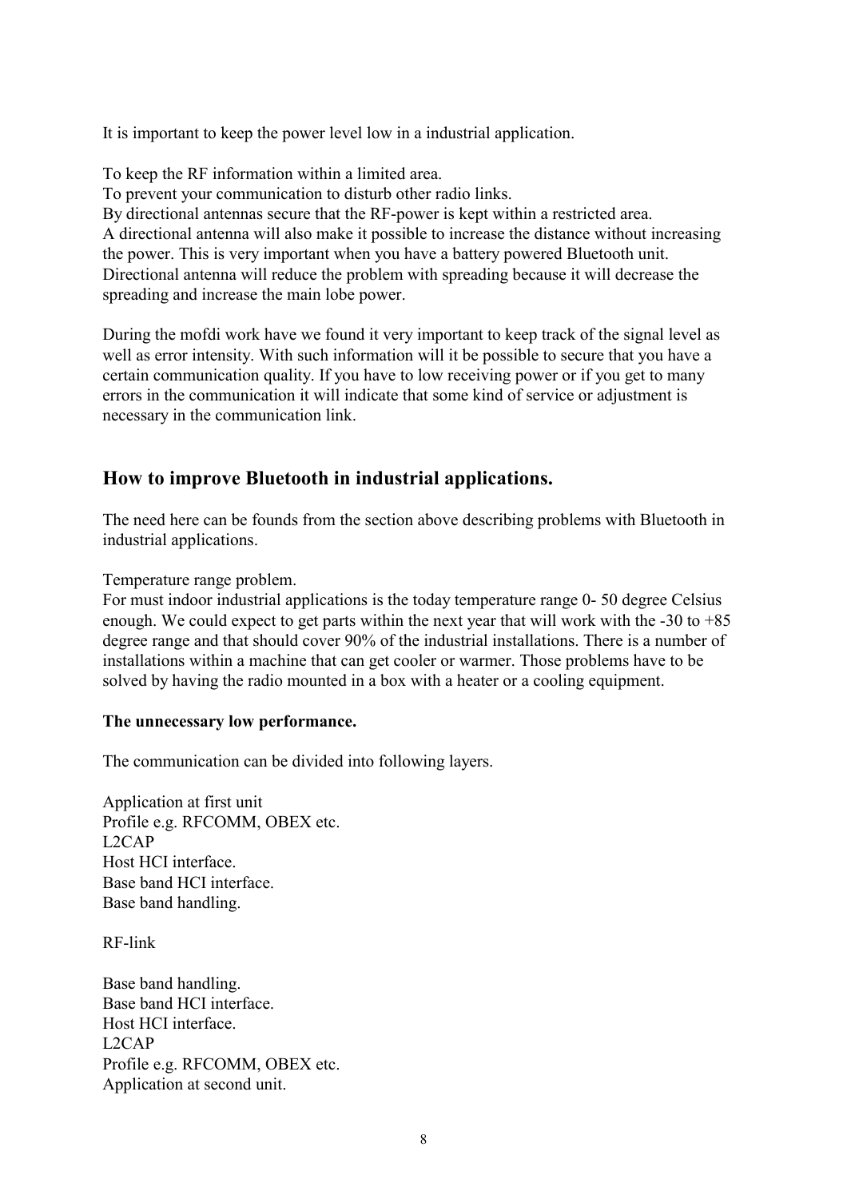It is important to keep the power level low in a industrial application.

To keep the RF information within a limited area.
To prevent your communication to disturb other radio links.
By directional antennas secure that the RF-power is kept within a restricted area.
A directional antenna will also make it possible to increase the distance without increasing the power. This is very important when you have a battery powered Bluetooth unit.
Directional antenna will reduce the problem with spreading because it will decrease the spreading and increase the main lobe power.

During the mofdi work have we found it very important to keep track of the signal level as well as error intensity. With such information will it be possible to secure that you have a certain communication quality. If you have to low receiving power or if you get to many errors in the communication it will indicate that some kind of service or adjustment is necessary in the communication link.

## How to improve Bluetooth in industrial applications.

The need here can be founds from the section above describing problems with Bluetooth in industrial applications.

Temperature range problem.
For must indoor industrial applications is the today temperature range 0- 50 degree Celsius enough. We could expect to get parts within the next year that will work with the -30 to +85 degree range and that should cover 90% of the industrial installations. There is a number of installations within a machine that can get cooler or warmer. Those problems have to be solved by having the radio mounted in a box with a heater or a cooling equipment.

**The unnecessary low performance.**

The communication can be divided into following layers.

Application at first unit
Profile e.g. RFCOMM, OBEX etc.
L2CAP
Host HCI interface.
Base band HCI interface.
Base band handling.

RF-link

Base band handling.
Base band HCI interface.
Host HCI interface.
L2CAP
Profile e.g. RFCOMM, OBEX etc.
Application at second unit.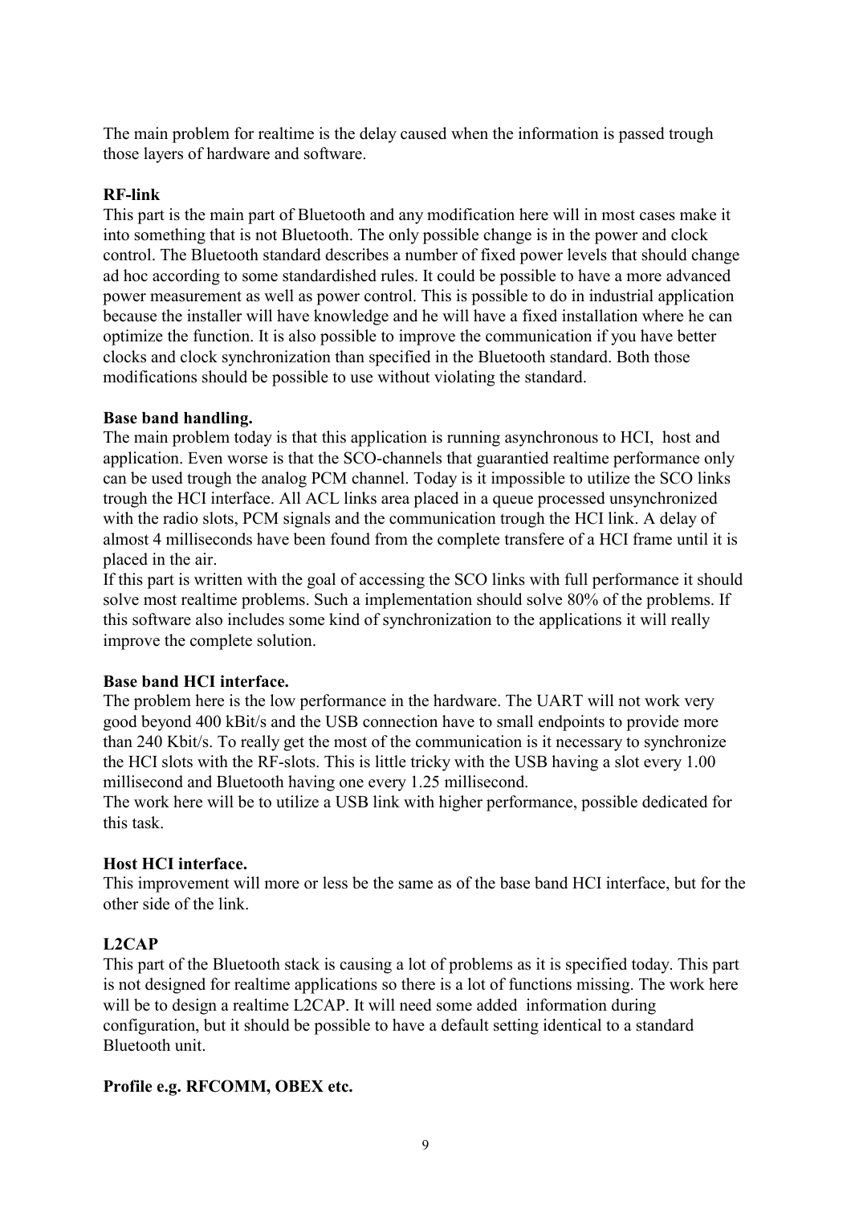The main problem for realtime is the delay caused when the information is passed trough those layers of hardware and software.

**RF-link**

This part is the main part of Bluetooth and any modification here will in most cases make it into something that is not Bluetooth. The only possible change is in the power and clock control. The Bluetooth standard describes a number of fixed power levels that should change ad hoc according to some standardished rules. It could be possible to have a more advanced power measurement as well as power control. This is possible to do in industrial application because the installer will have knowledge and he will have a fixed installation where he can optimize the function. It is also possible to improve the communication if you have better clocks and clock synchronization than specified in the Bluetooth standard. Both those modifications should be possible to use without violating the standard.

**Base band handling.**

The main problem today is that this application is running asynchronous to HCI, host and application. Even worse is that the SCO-channels that guarantied realtime performance only can be used trough the analog PCM channel. Today is it impossible to utilize the SCO links trough the HCI interface. All ACL links area placed in a queue processed unsynchronized with the radio slots, PCM signals and the communication trough the HCI link. A delay of almost 4 milliseconds have been found from the complete transfere of a HCI frame until it is placed in the air.

If this part is written with the goal of accessing the SCO links with full performance it should solve most realtime problems. Such a implementation should solve 80% of the problems. If this software also includes some kind of synchronization to the applications it will really improve the complete solution.

**Base band HCI interface.**

The problem here is the low performance in the hardware. The UART will not work very good beyond 400 kBit/s and the USB connection have to small endpoints to provide more than 240 Kbit/s. To really get the most of the communication is it necessary to synchronize the HCI slots with the RF-slots. This is little tricky with the USB having a slot every 1.00 millisecond and Bluetooth having one every 1.25 millisecond.

The work here will be to utilize a USB link with higher performance, possible dedicated for this task.

**Host HCI interface.**

This improvement will more or less be the same as of the base band HCI interface, but for the other side of the link.

**L2CAP**

This part of the Bluetooth stack is causing a lot of problems as it is specified today. This part is not designed for realtime applications so there is a lot of functions missing. The work here will be to design a realtime L2CAP. It will need some added information during configuration, but it should be possible to have a default setting identical to a standard Bluetooth unit.

**Profile e.g. RFCOMM, OBEX etc.**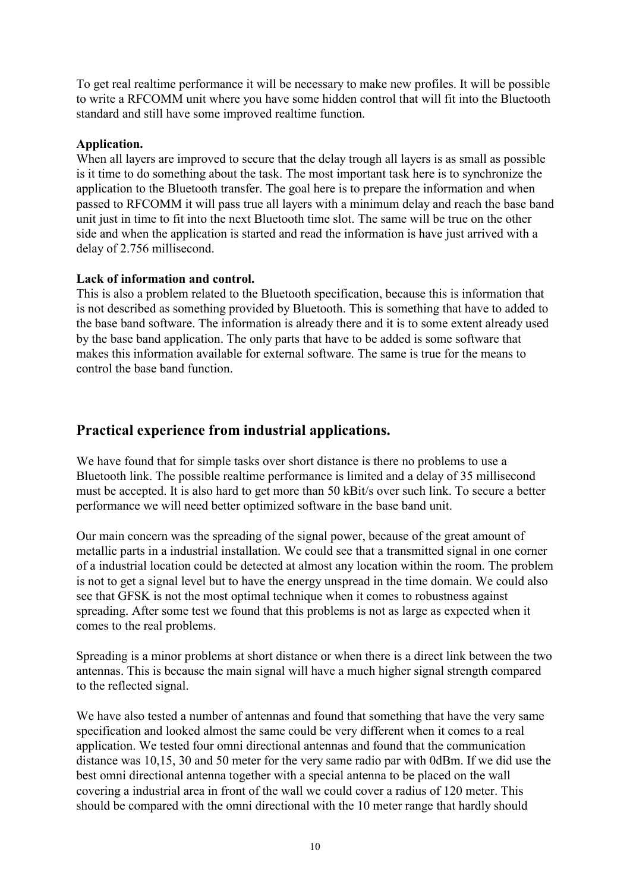To get real realtime performance it will be necessary to make new profiles. It will be possible to write a RFCOMM unit where you have some hidden control that will fit into the Bluetooth standard and still have some improved realtime function.

**Application.**

When all layers are improved to secure that the delay trough all layers is as small as possible is it time to do something about the task. The most important task here is to synchronize the application to the Bluetooth transfer. The goal here is to prepare the information and when passed to RFCOMM it will pass true all layers with a minimum delay and reach the base band unit just in time to fit into the next Bluetooth time slot. The same will be true on the other side and when the application is started and read the information is have just arrived with a delay of 2.756 millisecond.

**Lack of information and control.**

This is also a problem related to the Bluetooth specification, because this is information that is not described as something provided by Bluetooth. This is something that have to added to the base band software. The information is already there and it is to some extent already used by the base band application. The only parts that have to be added is some software that makes this information available for external software. The same is true for the means to control the base band function.

## Practical experience from industrial applications.

We have found that for simple tasks over short distance is there no problems to use a Bluetooth link. The possible realtime performance is limited and a delay of 35 millisecond must be accepted. It is also hard to get more than 50 kBit/s over such link. To secure a better performance we will need better optimized software in the base band unit.

Our main concern was the spreading of the signal power, because of the great amount of metallic parts in a industrial installation. We could see that a transmitted signal in one corner of a industrial location could be detected at almost any location within the room. The problem is not to get a signal level but to have the energy unspread in the time domain. We could also see that GFSK is not the most optimal technique when it comes to robustness against spreading. After some test we found that this problems is not as large as expected when it comes to the real problems.

Spreading is a minor problems at short distance or when there is a direct link between the two antennas. This is because the main signal will have a much higher signal strength compared to the reflected signal.

We have also tested a number of antennas and found that something that have the very same specification and looked almost the same could be very different when it comes to a real application. We tested four omni directional antennas and found that the communication distance was 10,15, 30 and 50 meter for the very same radio par with 0dBm. If we did use the best omni directional antenna together with a special antenna to be placed on the wall covering a industrial area in front of the wall we could cover a radius of 120 meter. This should be compared with the omni directional with the 10 meter range that hardly should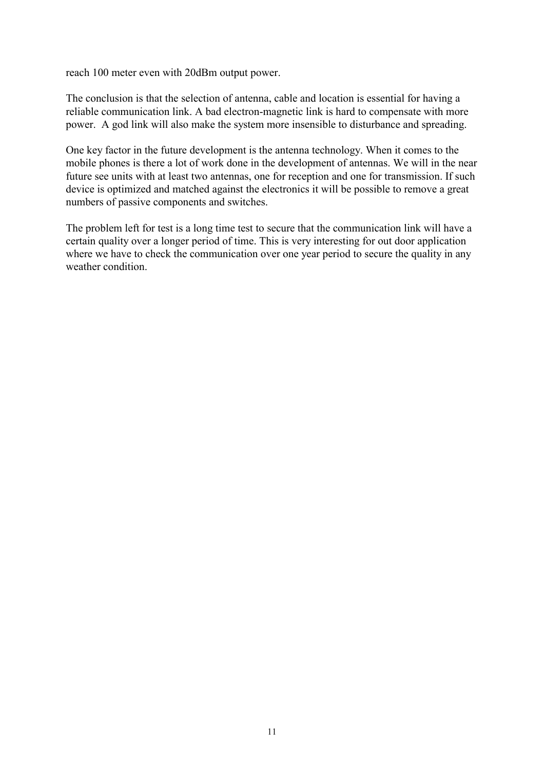reach 100 meter even with 20dBm output power.

The conclusion is that the selection of antenna, cable and location is essential for having a reliable communication link. A bad electron-magnetic link is hard to compensate with more power. A god link will also make the system more insensible to disturbance and spreading.

One key factor in the future development is the antenna technology. When it comes to the mobile phones is there a lot of work done in the development of antennas. We will in the near future see units with at least two antennas, one for reception and one for transmission. If such device is optimized and matched against the electronics it will be possible to remove a great numbers of passive components and switches.

The problem left for test is a long time test to secure that the communication link will have a certain quality over a longer period of time. This is very interesting for out door application where we have to check the communication over one year period to secure the quality in any weather condition.